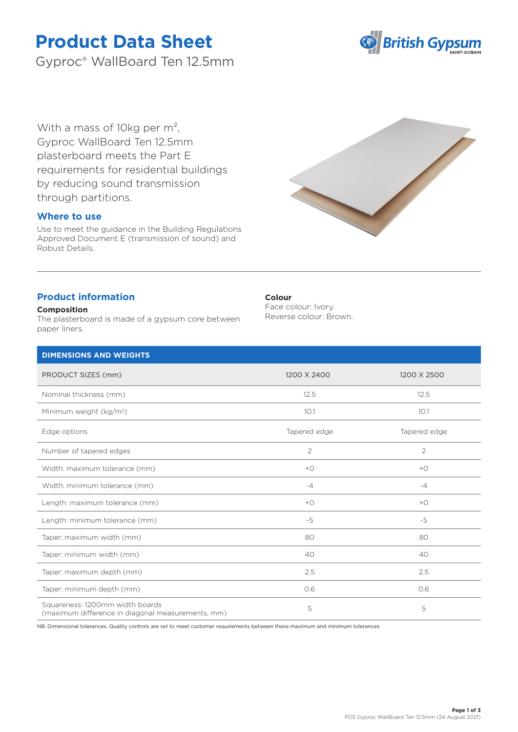# Product Data Sheet

Gyproc® WallBoard Ten 12.5mm

With a mass of 10kg per $m^2$, Gyproc WallBoard Ten 12.5mm plasterboard meets the Part E requirements for residential buildings by reducing sound transmission through partitions.

## Where to use

Use to meet the guidance in the Building Regulations Approved Document E (transmission of sound) and Robust Details.

## Product information

**Composition**

The plasterboard is made of a gypsum core between paper liners.

**Colour**

Face colour: Ivory.
Reverse colour: Brown.

| DIMENSIONS AND WEIGHTS | | |
|---|---|---|
| PRODUCT SIZES (mm) | 1200 X 2400 | 1200 X 2500 |
| Nominal thickness (mm) | 12.5 | 12.5 |
| Minimum weight (kg/$m^2$) | 10.1 | 10.1 |
| Edge options | Tapered edge | Tapered edge |
| Number of tapered edges | 2 | 2 |
| Width: maximum tolerance (mm) | +0 | +0 |
| Width: minimum tolerance (mm) | -4 | -4 |
| Length: maximum tolerance (mm) | +0 | +0 |
| Length: minimum tolerance (mm) | -5 | -5 |
| Taper: maximum width (mm) | 80 | 80 |
| Taper: minimum width (mm) | 40 | 40 |
| Taper: maximum depth (mm) | 2.5 | 2.5 |
| Taper: minimum depth (mm) | 0.6 | 0.6 |
| Squareness: 1200mm width boards (maximum difference in diagonal measurements, mm) | 5 | 5 |

NB: Dimensional tolerances. Quality controls are set to meet customer requirements between these maximum and minimum tolerances.

PDS Gyproc WallBoard Ten 12.5mm (24 August 2021)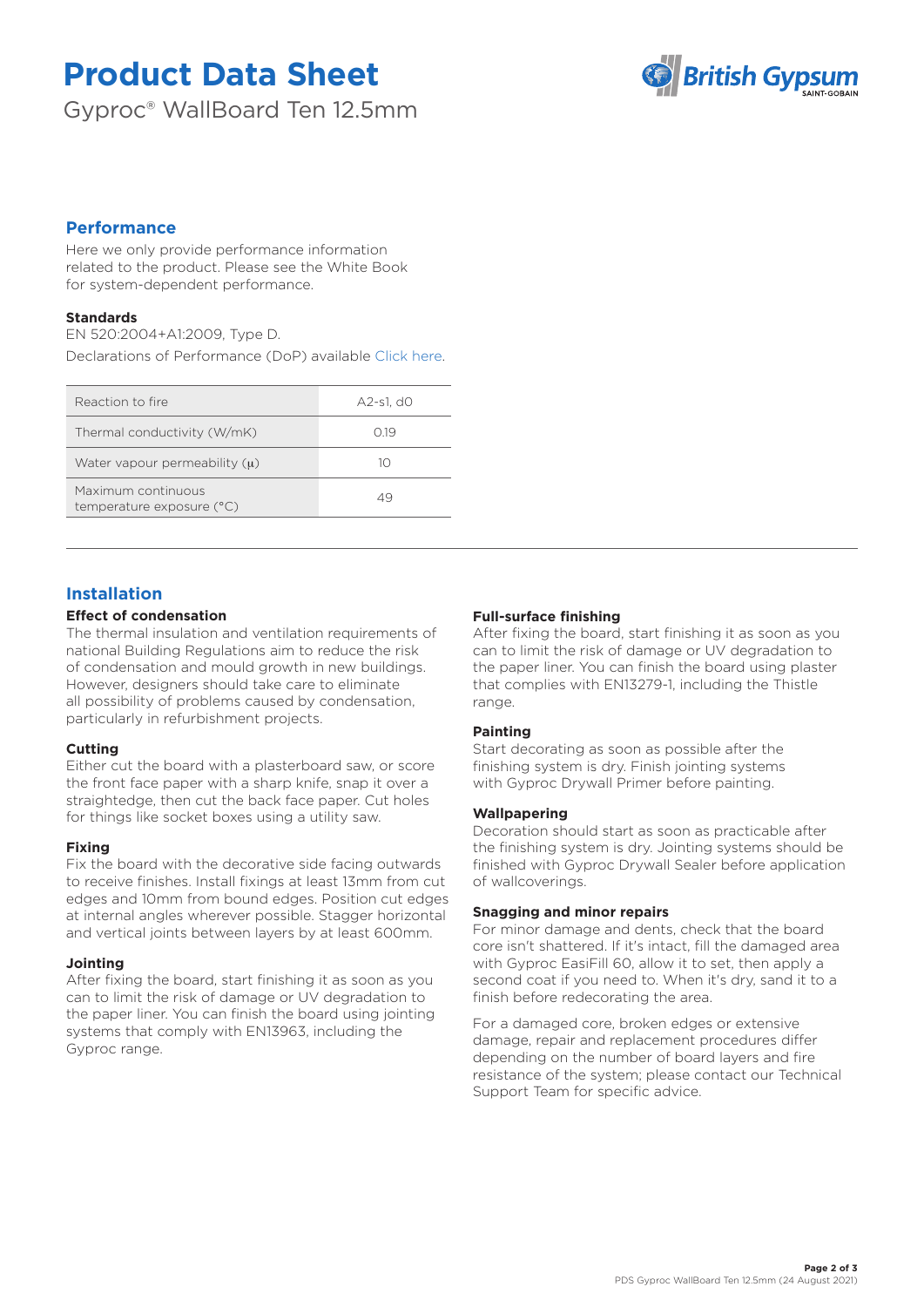# Product Data Sheet

Gyproc® WallBoard Ten 12.5mm

## Performance

Here we only provide performance information related to the product. Please see the White Book for system-dependent performance.

### Standards

EN 520:2004+A1:2009, Type D.

Declarations of Performance (DoP) available Click here.

| Property | Value |
|---|---|
| Reaction to fire | A2-s1, d0 |
| Thermal conductivity (W/mK) | 0.19 |
| Water vapour permeability (μ) | 10 |
| Maximum continuous temperature exposure (°C) | 49 |

## Installation

### Effect of condensation

The thermal insulation and ventilation requirements of national Building Regulations aim to reduce the risk of condensation and mould growth in new buildings. However, designers should take care to eliminate all possibility of problems caused by condensation, particularly in refurbishment projects.

### Cutting

Either cut the board with a plasterboard saw, or score the front face paper with a sharp knife, snap it over a straightedge, then cut the back face paper. Cut holes for things like socket boxes using a utility saw.

### Fixing

Fix the board with the decorative side facing outwards to receive finishes. Install fixings at least 13mm from cut edges and 10mm from bound edges. Position cut edges at internal angles wherever possible. Stagger horizontal and vertical joints between layers by at least 600mm.

### Jointing

After fixing the board, start finishing it as soon as you can to limit the risk of damage or UV degradation to the paper liner. You can finish the board using jointing systems that comply with EN13963, including the Gyproc range.

### Full-surface finishing

After fixing the board, start finishing it as soon as you can to limit the risk of damage or UV degradation to the paper liner. You can finish the board using plaster that complies with EN13279-1, including the Thistle range.

### Painting

Start decorating as soon as possible after the finishing system is dry. Finish jointing systems with Gyproc Drywall Primer before painting.

### Wallpapering

Decoration should start as soon as practicable after the finishing system is dry. Jointing systems should be finished with Gyproc Drywall Sealer before application of wallcoverings.

### Snagging and minor repairs

For minor damage and dents, check that the board core isn't shattered. If it's intact, fill the damaged area with Gyproc EasiFill 60, allow it to set, then apply a second coat if you need to. When it's dry, sand it to a finish before redecorating the area.

For a damaged core, broken edges or extensive damage, repair and replacement procedures differ depending on the number of board layers and fire resistance of the system; please contact our Technical Support Team for specific advice.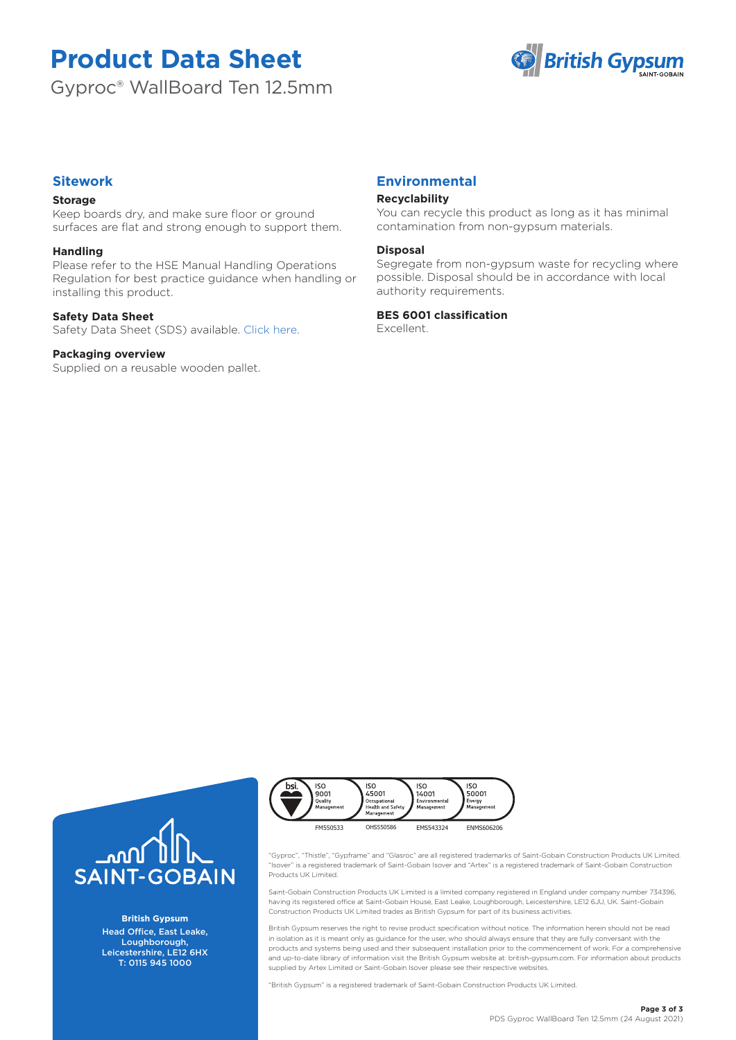## Sitework

### Storage

Keep boards dry, and make sure floor or ground surfaces are flat and strong enough to support them.

### Handling

Please refer to the HSE Manual Handling Operations Regulation for best practice guidance when handling or installing this product.

### Safety Data Sheet

Safety Data Sheet (SDS) available. Click here.

### Packaging overview

Supplied on a reusable wooden pallet.

## Environmental

### Recyclability

You can recycle this product as long as it has minimal contamination from non-gypsum materials.

### Disposal

Segregate from non-gypsum waste for recycling where possible. Disposal should be in accordance with local authority requirements.

### BES 6001 classification

Excellent.

**British Gypsum**
Head Office, East Leake, Loughborough, Leicestershire, LE12 6HX
T: 0115 945 1000

ISO 9001 Quality Management FM550533
ISO 45001 Occupational Health and Safety Management OHS550586
ISO 14001 Environmental Management EMS543324
ISO 50001 Energy Management ENMS606206

"Gyproc", "Thistle", "Gypframe" and "Glasroc" are all registered trademarks of Saint-Gobain Construction Products UK Limited. "Isover" is a registered trademark of Saint-Gobain Isover and "Artex" is a registered trademark of Saint-Gobain Construction Products UK Limited.

Saint-Gobain Construction Products UK Limited is a limited company registered in England under company number 734396, having its registered office at Saint-Gobain House, East Leake, Loughborough, Leicestershire, LE12 6JU, UK. Saint-Gobain Construction Products UK Limited trades as British Gypsum for part of its business activities.

British Gypsum reserves the right to revise product specification without notice. The information herein should not be read in isolation as it is meant only as guidance for the user, who should always ensure that they are fully conversant with the products and systems being used and their subsequent installation prior to the commencement of work. For a comprehensive and up-to-date library of information visit the British Gypsum website at: british-gypsum.com. For information about products supplied by Artex Limited or Saint-Gobain Isover please see their respective websites.

"British Gypsum" is a registered trademark of Saint-Gobain Construction Products UK Limited.